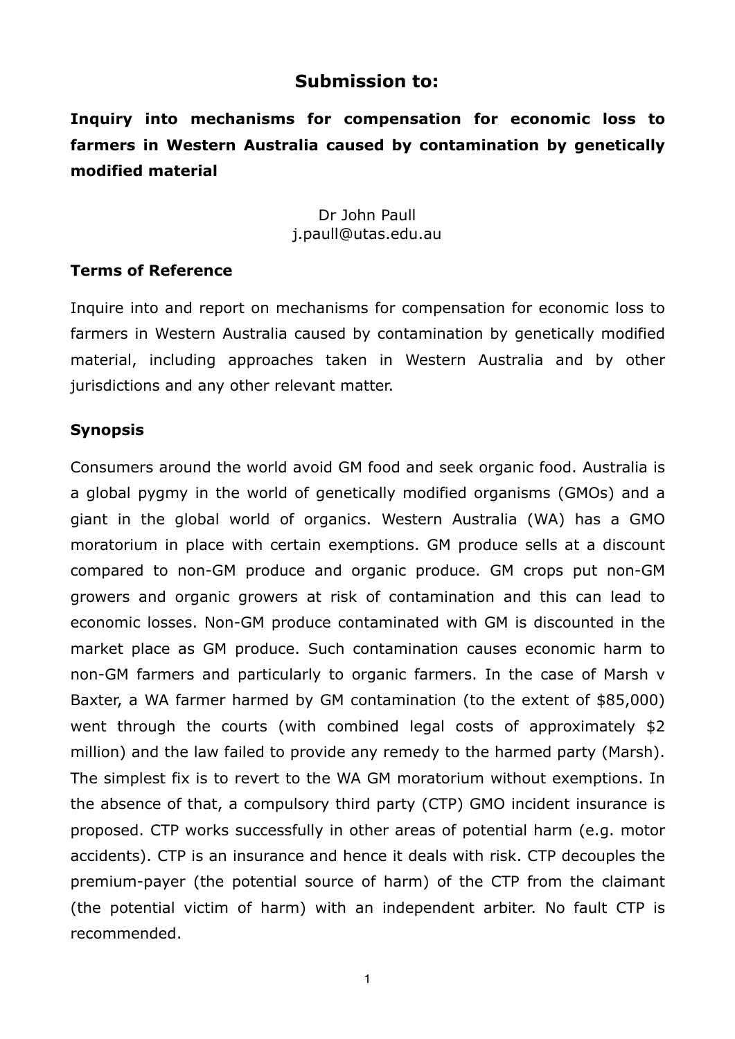# Submission to:

## Inquiry into mechanisms for compensation for economic loss to farmers in Western Australia caused by contamination by genetically modified material

Dr John Paull
j.paull@utas.edu.au

### Terms of Reference

Inquire into and report on mechanisms for compensation for economic loss to farmers in Western Australia caused by contamination by genetically modified material, including approaches taken in Western Australia and by other jurisdictions and any other relevant matter.

### Synopsis

Consumers around the world avoid GM food and seek organic food. Australia is a global pygmy in the world of genetically modified organisms (GMOs) and a giant in the global world of organics. Western Australia (WA) has a GMO moratorium in place with certain exemptions. GM produce sells at a discount compared to non-GM produce and organic produce. GM crops put non-GM growers and organic growers at risk of contamination and this can lead to economic losses. Non-GM produce contaminated with GM is discounted in the market place as GM produce. Such contamination causes economic harm to non-GM farmers and particularly to organic farmers. In the case of Marsh v Baxter, a WA farmer harmed by GM contamination (to the extent of $85,000) went through the courts (with combined legal costs of approximately $2 million) and the law failed to provide any remedy to the harmed party (Marsh). The simplest fix is to revert to the WA GM moratorium without exemptions. In the absence of that, a compulsory third party (CTP) GMO incident insurance is proposed. CTP works successfully in other areas of potential harm (e.g. motor accidents). CTP is an insurance and hence it deals with risk. CTP decouples the premium-payer (the potential source of harm) of the CTP from the claimant (the potential victim of harm) with an independent arbiter. No fault CTP is recommended.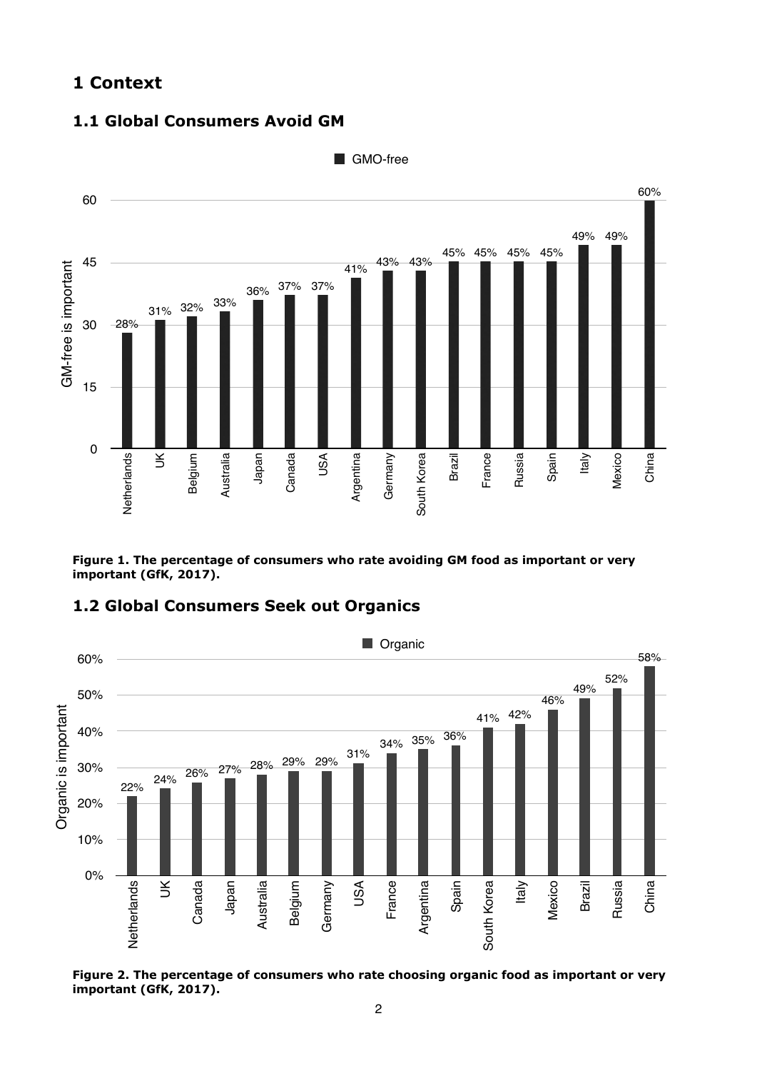# 1 Context

## 1.1 Global Consumers Avoid GM

**Figure 1. The percentage of consumers who rate avoiding GM food as important or very important (GfK, 2017).**

## 1.2 Global Consumers Seek out Organics

**Figure 2. The percentage of consumers who rate choosing organic food as important or very important (GfK, 2017).**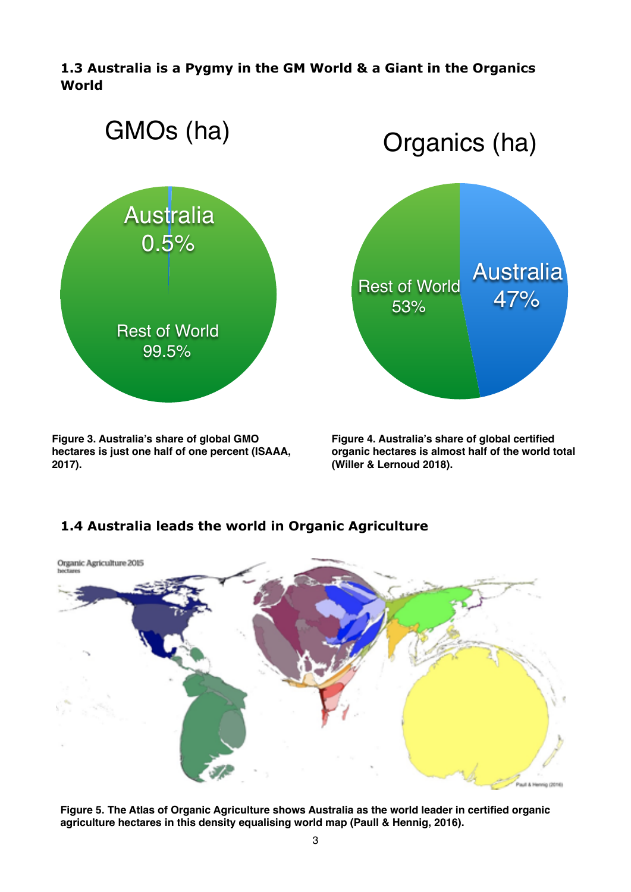### 1.3 Australia is a Pygmy in the GM World & a Giant in the Organics World

Figure 3. Australia's share of global GMO hectares is just one half of one percent (ISAAA, 2017).

Figure 4. Australia's share of global certified organic hectares is almost half of the world total (Willer & Lernoud 2018).

### 1.4 Australia leads the world in Organic Agriculture

Figure 5. The Atlas of Organic Agriculture shows Australia as the world leader in certified organic agriculture hectares in this density equalising world map (Paull & Hennig, 2016).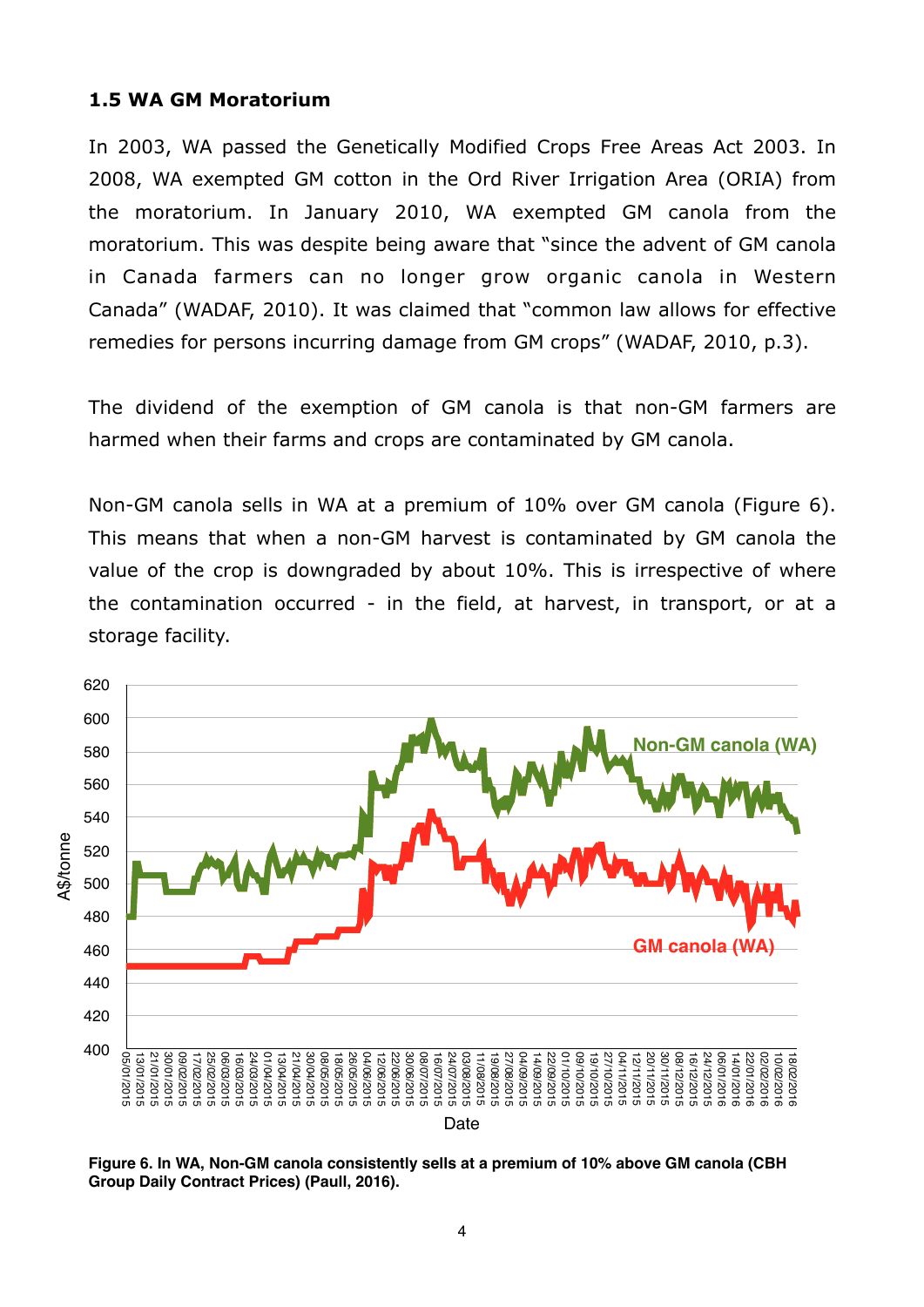### 1.5 WA GM Moratorium

In 2003, WA passed the Genetically Modified Crops Free Areas Act 2003. In 2008, WA exempted GM cotton in the Ord River Irrigation Area (ORIA) from the moratorium. In January 2010, WA exempted GM canola from the moratorium. This was despite being aware that "since the advent of GM canola in Canada farmers can no longer grow organic canola in Western Canada" (WADAF, 2010). It was claimed that "common law allows for effective remedies for persons incurring damage from GM crops" (WADAF, 2010, p.3).

The dividend of the exemption of GM canola is that non-GM farmers are harmed when their farms and crops are contaminated by GM canola.

Non-GM canola sells in WA at a premium of 10% over GM canola (Figure 6). This means that when a non-GM harvest is contaminated by GM canola the value of the crop is downgraded by about 10%. This is irrespective of where the contamination occurred - in the field, at harvest, in transport, or at a storage facility.

**Figure 6. In WA, Non-GM canola consistently sells at a premium of 10% above GM canola (CBH Group Daily Contract Prices) (Paull, 2016).**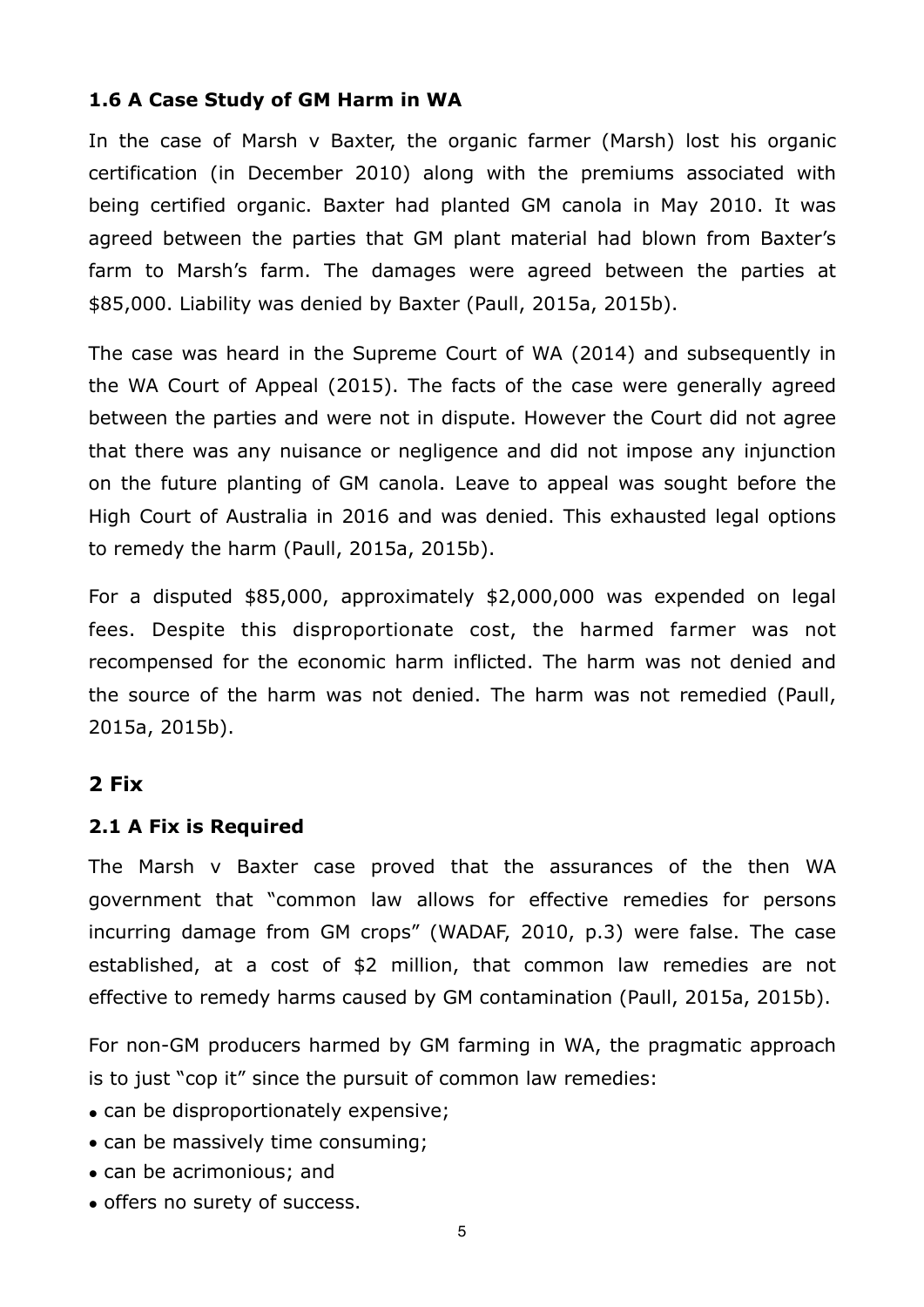### 1.6 A Case Study of GM Harm in WA

In the case of Marsh v Baxter, the organic farmer (Marsh) lost his organic certification (in December 2010) along with the premiums associated with being certified organic. Baxter had planted GM canola in May 2010. It was agreed between the parties that GM plant material had blown from Baxter's farm to Marsh's farm. The damages were agreed between the parties at $85,000. Liability was denied by Baxter (Paull, 2015a, 2015b).

The case was heard in the Supreme Court of WA (2014) and subsequently in the WA Court of Appeal (2015). The facts of the case were generally agreed between the parties and were not in dispute. However the Court did not agree that there was any nuisance or negligence and did not impose any injunction on the future planting of GM canola. Leave to appeal was sought before the High Court of Australia in 2016 and was denied. This exhausted legal options to remedy the harm (Paull, 2015a, 2015b).

For a disputed $85,000, approximately $2,000,000 was expended on legal fees. Despite this disproportionate cost, the harmed farmer was not recompensed for the economic harm inflicted. The harm was not denied and the source of the harm was not denied. The harm was not remedied (Paull, 2015a, 2015b).

## 2 Fix

### 2.1 A Fix is Required

The Marsh v Baxter case proved that the assurances of the then WA government that "common law allows for effective remedies for persons incurring damage from GM crops" (WADAF, 2010, p.3) were false. The case established, at a cost of $2 million, that common law remedies are not effective to remedy harms caused by GM contamination (Paull, 2015a, 2015b).

For non-GM producers harmed by GM farming in WA, the pragmatic approach is to just "cop it" since the pursuit of common law remedies:

- can be disproportionately expensive;
- can be massively time consuming;
- can be acrimonious; and
- offers no surety of success.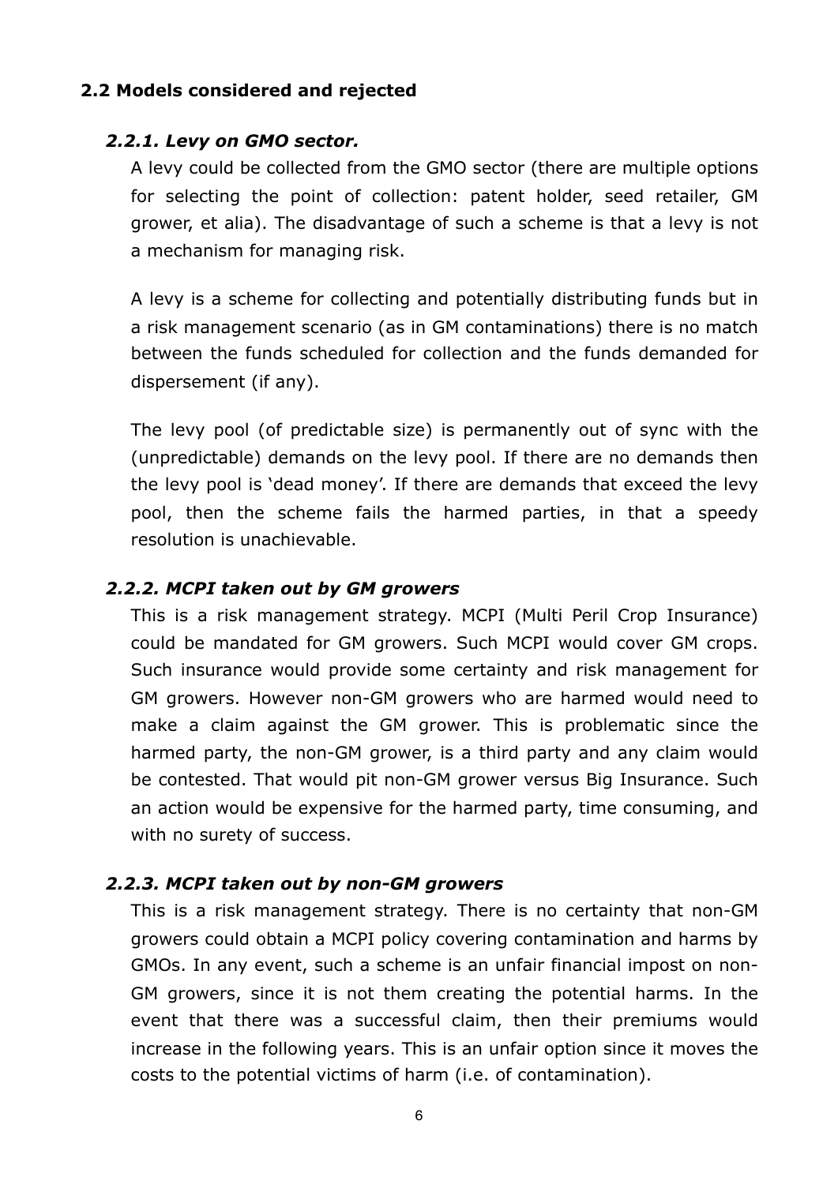## 2.2 Models considered and rejected

### *2.2.1. Levy on GMO sector.*

A levy could be collected from the GMO sector (there are multiple options for selecting the point of collection: patent holder, seed retailer, GM grower, et alia). The disadvantage of such a scheme is that a levy is not a mechanism for managing risk.

A levy is a scheme for collecting and potentially distributing funds but in a risk management scenario (as in GM contaminations) there is no match between the funds scheduled for collection and the funds demanded for dispersement (if any).

The levy pool (of predictable size) is permanently out of sync with the (unpredictable) demands on the levy pool. If there are no demands then the levy pool is 'dead money'. If there are demands that exceed the levy pool, then the scheme fails the harmed parties, in that a speedy resolution is unachievable.

### *2.2.2. MCPI taken out by GM growers*

This is a risk management strategy. MCPI (Multi Peril Crop Insurance) could be mandated for GM growers. Such MCPI would cover GM crops. Such insurance would provide some certainty and risk management for GM growers. However non-GM growers who are harmed would need to make a claim against the GM grower. This is problematic since the harmed party, the non-GM grower, is a third party and any claim would be contested. That would pit non-GM grower versus Big Insurance. Such an action would be expensive for the harmed party, time consuming, and with no surety of success.

### *2.2.3. MCPI taken out by non-GM growers*

This is a risk management strategy. There no certainty that non-GM growers could obtain a MCPI policy covering contamination and harms by GMOs. In any event, such a scheme is an unfair financial impost on non-GM growers, since it is not them creating the potential harms. In the event that there was a successful claim, then their premiums would increase in the following years. This is an unfair option since it moves the costs to the potential victims of harm (i.e. of contamination).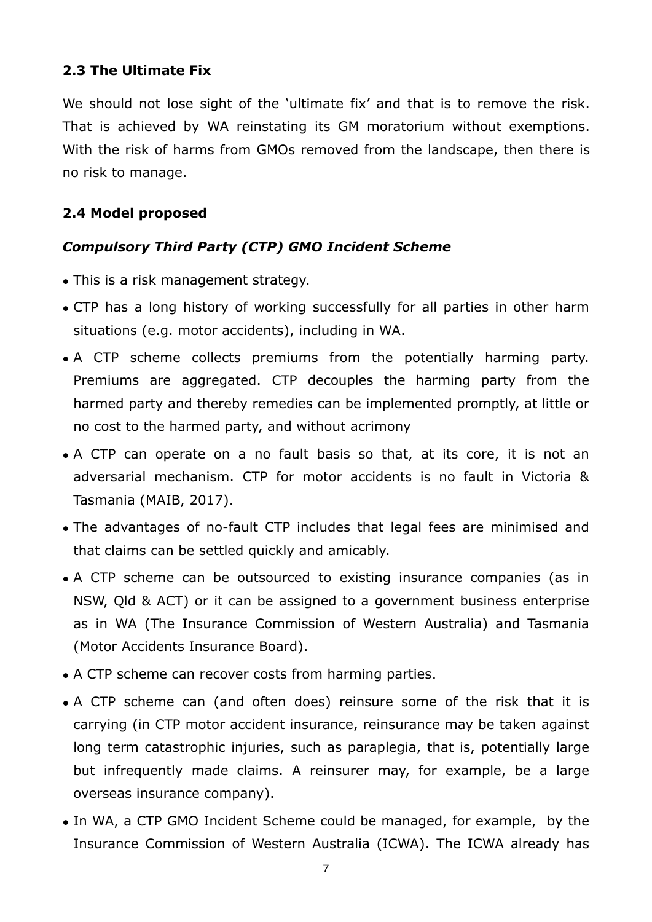### 2.3 The Ultimate Fix

We should not lose sight of the 'ultimate fix' and that is to remove the risk. That is achieved by WA reinstating its GM moratorium without exemptions. With the risk of harms from GMOs removed from the landscape, then there is no risk to manage.

### 2.4 Model proposed

#### *Compulsory Third Party (CTP) GMO Incident Scheme*

- This is a risk management strategy.
- CTP has a long history of working successfully for all parties in other harm situations (e.g. motor accidents), including in WA.
- A CTP scheme collects premiums from the potentially harming party. Premiums are aggregated. CTP decouples the harming party from the harmed party and thereby remedies can be implemented promptly, at little or no cost to the harmed party, and without acrimony
- A CTP can operate on a no fault basis so that, at its core, it is not an adversarial mechanism. CTP for motor accidents is no fault in Victoria & Tasmania (MAIB, 2017).
- The advantages of no-fault CTP includes that legal fees are minimised and that claims can be settled quickly and amicably.
- A CTP scheme can be outsourced to existing insurance companies (as in NSW, Qld & ACT) or it can be assigned to a government business enterprise as in WA (The Insurance Commission of Western Australia) and Tasmania (Motor Accidents Insurance Board).
- A CTP scheme can recover costs from harming parties.
- A CTP scheme can (and often does) reinsure some of the risk that it is carrying (in CTP motor accident insurance, reinsurance may be taken against long term catastrophic injuries, such as paraplegia, that is, potentially large but infrequently made claims. A reinsurer may, for example, be a large overseas insurance company).
- In WA, a CTP GMO Incident Scheme could be managed, for example, by the Insurance Commission of Western Australia (ICWA). The ICWA already has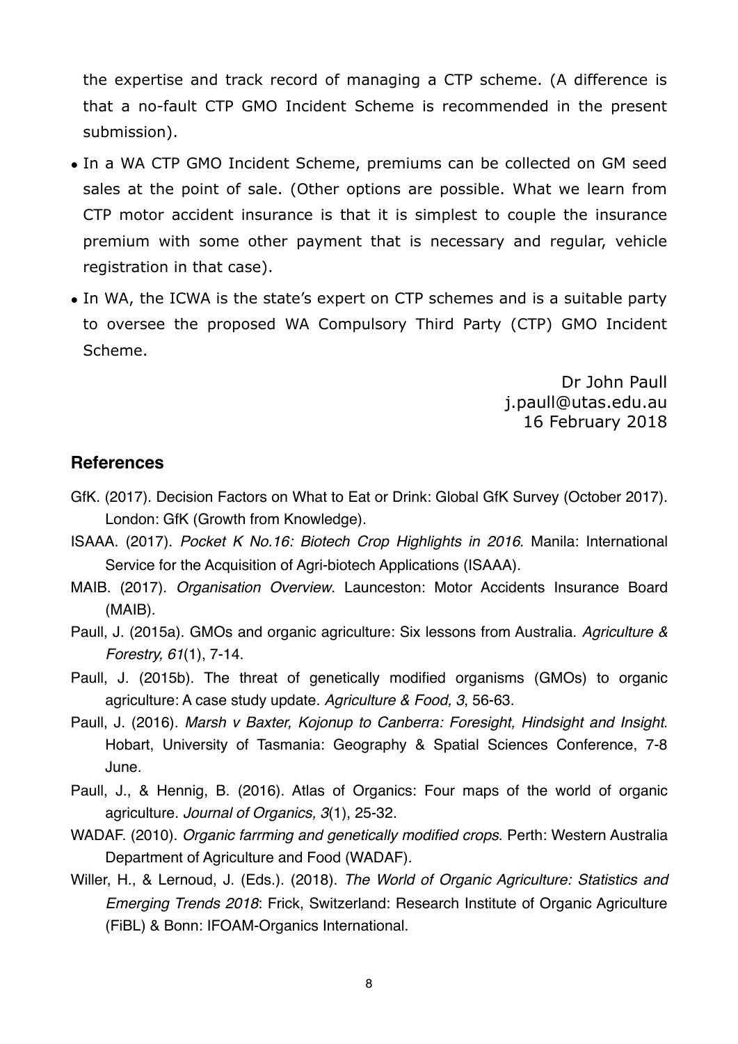the expertise and track record of managing a CTP scheme. (A difference is that a no-fault CTP GMO Incident Scheme is recommended in the present submission).

- In a WA CTP GMO Incident Scheme, premiums can be collected on GM seed sales at the point of sale. (Other options are possible. What we learn from CTP motor accident insurance is that it is simplest to couple the insurance premium with some other payment that is necessary and regular, vehicle registration in that case).
- In WA, the ICWA is the state's expert on CTP schemes and is a suitable party to oversee the proposed WA Compulsory Third Party (CTP) GMO Incident Scheme.

Dr John Paull
j.paull@utas.edu.au
16 February 2018

## References

GfK. (2017). Decision Factors on What to Eat or Drink: Global GfK Survey (October 2017). London: GfK (Growth from Knowledge).

ISAAA. (2017). *Pocket K No.16: Biotech Crop Highlights in 2016*. Manila: International Service for the Acquisition of Agri-biotech Applications (ISAAA).

MAIB. (2017). *Organisation Overview*. Launceston: Motor Accidents Insurance Board (MAIB).

Paull, J. (2015a). GMOs and organic agriculture: Six lessons from Australia. *Agriculture & Forestry, 61*(1), 7-14.

Paull, J. (2015b). The threat of genetically modified organisms (GMOs) to organic agriculture: A case study update. *Agriculture & Food, 3*, 56-63.

Paull, J. (2016). *Marsh v Baxter, Kojonup to Canberra: Foresight, Hindsight and Insight*. Hobart, University of Tasmania: Geography & Spatial Sciences Conference, 7-8 June.

Paull, J., & Hennig, B. (2016). Atlas of Organics: Four maps of the world of organic agriculture. *Journal of Organics, 3*(1), 25-32.

WADAF. (2010). *Organic farrming and genetically modified crops*. Perth: Western Australia Department of Agriculture and Food (WADAF).

Willer, H., & Lernoud, J. (Eds.). (2018). *The World of Organic Agriculture: Statistics and Emerging Trends 2018*: Frick, Switzerland: Research Institute of Organic Agriculture (FiBL) & Bonn: IFOAM-Organics International.